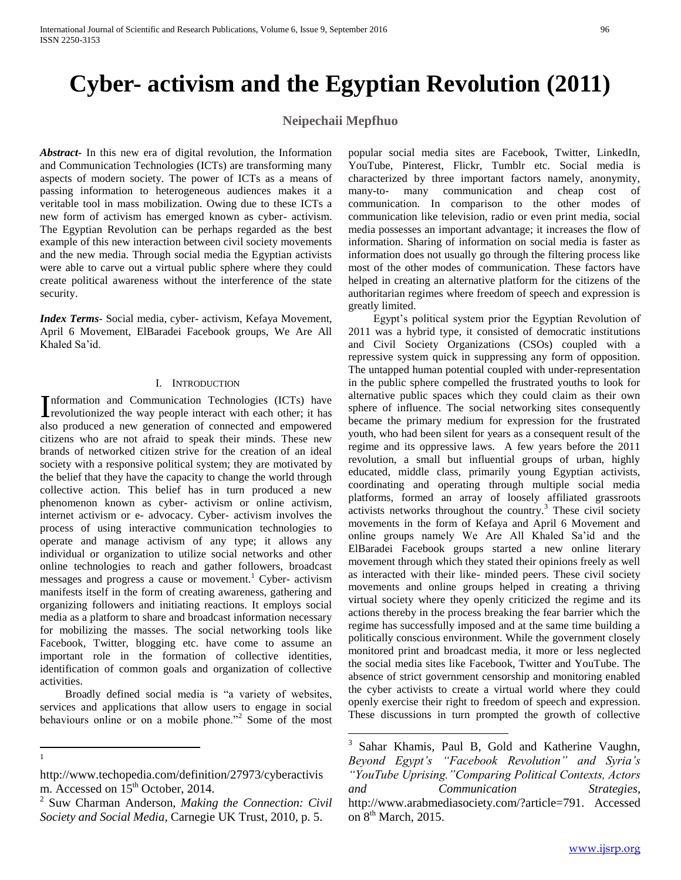# Cyber- activism and the Egyptian Revolution (2011)

**Neipechaii Mepfhuo**

***Abstract***- In this new era of digital revolution, the Information and Communication Technologies (ICTs) are transforming many aspects of modern society. The power of ICTs as a means of passing information to heterogeneous audiences makes it a veritable tool in mass mobilization. Owing due to these ICTs a new form of activism has emerged known as cyber- activism. The Egyptian Revolution can be perhaps regarded as the best example of this new interaction between civil society movements and the new media. Through social media the Egyptian activists were able to carve out a virtual public sphere where they could create political awareness without the interference of the state security.

***Index Terms***- Social media, cyber- activism, Kefaya Movement, April 6 Movement, ElBaradei Facebook groups, We Are All Khaled Sa'id.

## I. Introduction

Information and Communication Technologies (ICTs) have revolutionized the way people interact with each other; it has also produced a new generation of connected and empowered citizens who are not afraid to speak their minds. These new brands of networked citizen strive for the creation of an ideal society with a responsive political system; they are motivated by the belief that they have the capacity to change the world through collective action. This belief has in turn produced a new phenomenon known as cyber- activism or online activism, internet activism or e- advocacy. Cyber- activism involves the process of using interactive communication technologies to operate and manage activism of any type; it allows any individual or organization to utilize social networks and other online technologies to reach and gather followers, broadcast messages and progress a cause or movement.[1] Cyber- activism manifests itself in the form of creating awareness, gathering and organizing followers and initiating reactions. It employs social media as a platform to share and broadcast information necessary for mobilizing the masses. The social networking tools like Facebook, Twitter, blogging etc. have come to assume an important role in the formation of collective identities, identification of common goals and organization of collective activities.

Broadly defined social media is "a variety of websites, services and applications that allow users to engage in social behaviours online or on a mobile phone."[2] Some of the most popular social media sites are Facebook, Twitter, LinkedIn, YouTube, Pinterest, Flickr, Tumblr etc. Social media is characterized by three important factors namely, anonymity, many-to- many communication and cheap cost of communication. In comparison to the other modes of communication like television, radio or even print media, social media possesses an important advantage; it increases the flow of information. Sharing of information on social media is faster as information does not usually go through the filtering process like most of the other modes of communication. These factors have helped in creating an alternative platform for the citizens of the authoritarian regimes where freedom of speech and expression is greatly limited.

Egypt's political system prior the Egyptian Revolution of 2011 was a hybrid type, it consisted of democratic institutions and Civil Society Organizations (CSOs) coupled with a repressive system quick in suppressing any form of opposition. The untapped human potential coupled with under-representation in the public sphere compelled the frustrated youths to look for alternative public spaces which they could claim as their own sphere of influence. The social networking sites consequently became the primary medium for expression for the frustrated youth, who had been silent for years as a consequent result of the regime and its oppressive laws. A few years before the 2011 revolution, a small but influential groups of urban, highly educated, middle class, primarily young Egyptian activists, coordinating and operating through multiple social media platforms, formed an array of loosely affiliated grassroots activists networks throughout the country.[3] These civil society movements in the form of Kefaya and April 6 Movement and online groups namely We Are All Khaled Sa'id and the ElBaradei Facebook groups started a new online literary movement through which they stated their opinions freely as well as interacted with their like- minded peers. These civil society movements and online groups helped in creating a thriving virtual society where they openly criticized the regime and its actions thereby in the process breaking the fear barrier which the regime has successfully imposed and at the same time building a politically conscious environment. While the government closely monitored print and broadcast media, it more or less neglected the social media sites like Facebook, Twitter and YouTube. The absence of strict government censorship and monitoring enabled the cyber activists to create a virtual world where they could openly exercise their right to freedom of speech and expression. These discussions in turn prompted the growth of collective

---

[1] http://www.techopedia.com/definition/27973/cyberactivism. Accessed on 15th October, 2014.

[2] Suw Charman Anderson, *Making the Connection: Civil Society and Social Media*, Carnegie UK Trust, 2010, p. 5.

[3] Sahar Khamis, Paul B, Gold and Katherine Vaughn, *Beyond Egypt's "Facebook Revolution" and Syria's "YouTube Uprising."Comparing Political Contexts, Actors and Communication Strategies*, http://www.arabmediasociety.com/?article=791. Accessed on 8th March, 2015.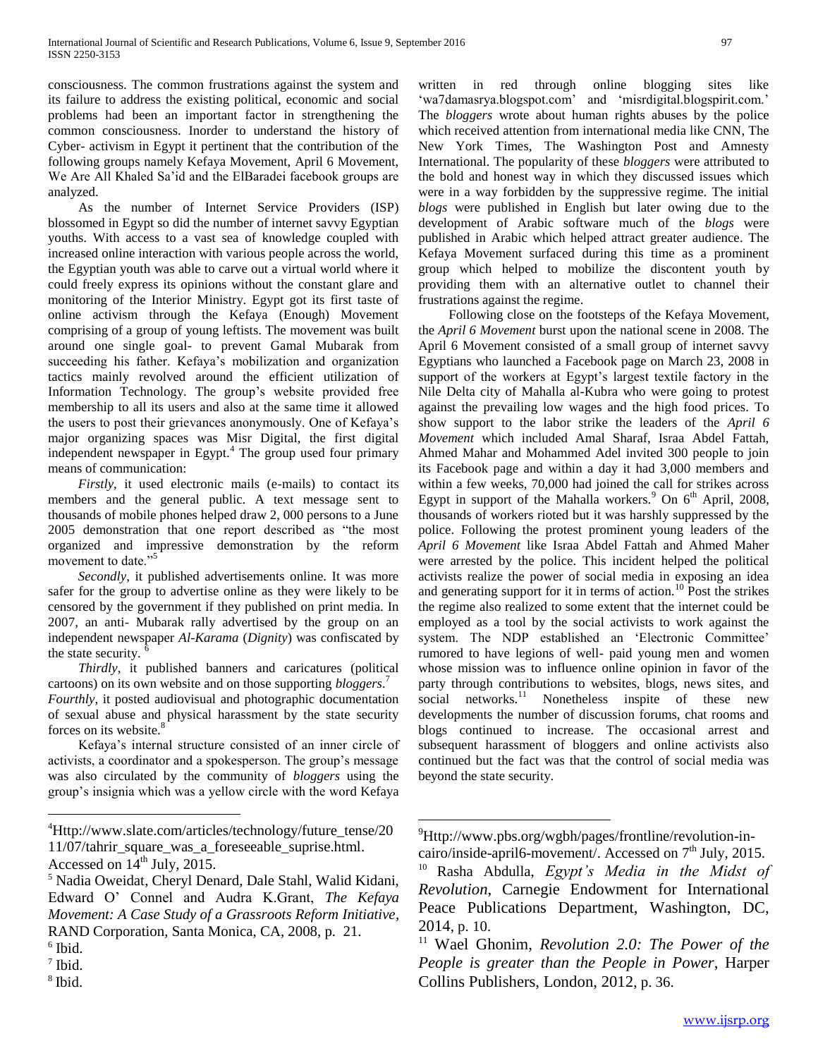consciousness. The common frustrations against the system and its failure to address the existing political, economic and social problems had been an important factor in strengthening the common consciousness. Inorder to understand the history of Cyber- activism in Egypt it pertinent that the contribution of the following groups namely Kefaya Movement, April 6 Movement, We Are All Khaled Sa'id and the ElBaradei facebook groups are analyzed.

As the number of Internet Service Providers (ISP) blossomed in Egypt so did the number of internet savvy Egyptian youths. With access to a vast sea of knowledge coupled with increased online interaction with various people across the world, the Egyptian youth was able to carve out a virtual world where it could freely express its opinions without the constant glare and monitoring of the Interior Ministry. Egypt got its first taste of online activism through the Kefaya (Enough) Movement comprising of a group of young leftists. The movement was built around one single goal- to prevent Gamal Mubarak from succeeding his father. Kefaya's mobilization and organization tactics mainly revolved around the efficient utilization of Information Technology. The group's website provided free membership to all its users and also at the same time it allowed the users to post their grievances anonymously. One of Kefaya's major organizing spaces was Misr Digital, the first digital independent newspaper in Egypt.[4] The group used four primary means of communication:

*Firstly*, it used electronic mails (e-mails) to contact its members and the general public. A text message sent to thousands of mobile phones helped draw 2, 000 persons to a June 2005 demonstration that one report described as "the most organized and impressive demonstration by the reform movement to date."[5]

*Secondly*, it published advertisements online. It was more safer for the group to advertise online as they were likely to be censored by the government if they published on print media. In 2007, an anti- Mubarak rally advertised by the group on an independent newspaper *Al-Karama* (*Dignity*) was confiscated by the state security. [6]

*Thirdly*, it published banners and caricatures (political cartoons) on its own website and on those supporting *bloggers*.[7]
*Fourthly*, it posted audiovisual and photographic documentation of sexual abuse and physical harassment by the state security forces on its website.[8]

Kefaya's internal structure consisted of an inner circle of activists, a coordinator and a spokesperson. The group's message was also circulated by the community of *bloggers* using the group's insignia which was a yellow circle with the word Kefaya written in red through online blogging sites like 'wa7damasrya.blogspot.com' and 'misrdigital.blogspirit.com.' The *bloggers* wrote about human rights abuses by the police which received attention from international media like CNN, The New York Times, The Washington Post and Amnesty International. The popularity of these *bloggers* were attributed to the bold and honest way in which they discussed issues which were in a way forbidden by the suppressive regime. The initial *blogs* were published in English but later owing due to the development of Arabic software much of the *blogs* were published in Arabic which helped attract greater audience. The Kefaya Movement surfaced during this time as a prominent group which helped to mobilize the discontent youth by providing them with an alternative outlet to channel their frustrations against the regime.

Following close on the footsteps of the Kefaya Movement, the *April 6 Movement* burst upon the national scene in 2008. The April 6 Movement consisted of a small group of internet savvy Egyptians who launched a Facebook page on March 23, 2008 in support of the workers at Egypt's largest textile factory in the Nile Delta city of Mahalla al-Kubra who were going to protest against the prevailing low wages and the high food prices. To show support to the labor strike the leaders of the *April 6 Movement* which included Amal Sharaf, Israa Abdel Fattah, Ahmed Mahar and Mohammed Adel invited 300 people to join its Facebook page and within a day it had 3,000 members and within a few weeks, 70,000 had joined the call for strikes across Egypt in support of the Mahalla workers.[9] On 6th April, 2008, thousands of workers rioted but it was harshly suppressed by the police. Following the protest prominent young leaders of the *April 6 Movement* like Israa Abdel Fattah and Ahmed Maher were arrested by the police. This incident helped the political activists realize the power of social media in exposing an idea and generating support for it in terms of action.[10] Post the strikes the regime also realized to some extent that the internet could be employed as a tool by the social activists to work against the system. The NDP established an 'Electronic Committee' rumored to have legions of well- paid young men and women whose mission was to influence online opinion in favor of the party through contributions to websites, blogs, news sites, and social networks.[11] Nonetheless inspite of these new developments the number of discussion forums, chat rooms and blogs continued to increase. The occasional arrest and subsequent harassment of bloggers and online activists also continued but the fact was that the control of social media was beyond the state security.

---

[4] Http://www.slate.com/articles/technology/future_tense/2011/07/tahrir_square_was_a_foreseeable_suprise.html. Accessed on 14th July, 2015.

[5] Nadia Oweidat, Cheryl Denard, Dale Stahl, Walid Kidani, Edward O' Connel and Audra K.Grant, *The Kefaya Movement: A Case Study of a Grassroots Reform Initiative*, RAND Corporation, Santa Monica, CA, 2008, p. 21.

[6] Ibid.

[7] Ibid.

[8] Ibid.

[9] Http://www.pbs.org/wgbh/pages/frontline/revolution-in-cairo/inside-april6-movement/. Accessed on 7th July, 2015.

[10] Rasha Abdulla, *Egypt's Media in the Midst of Revolution*, Carnegie Endowment for International Peace Publications Department, Washington, DC, 2014, p. 10.

[11] Wael Ghonim, *Revolution 2.0: The Power of the People is greater than the People in Power*, Harper Collins Publishers, London, 2012, p. 36.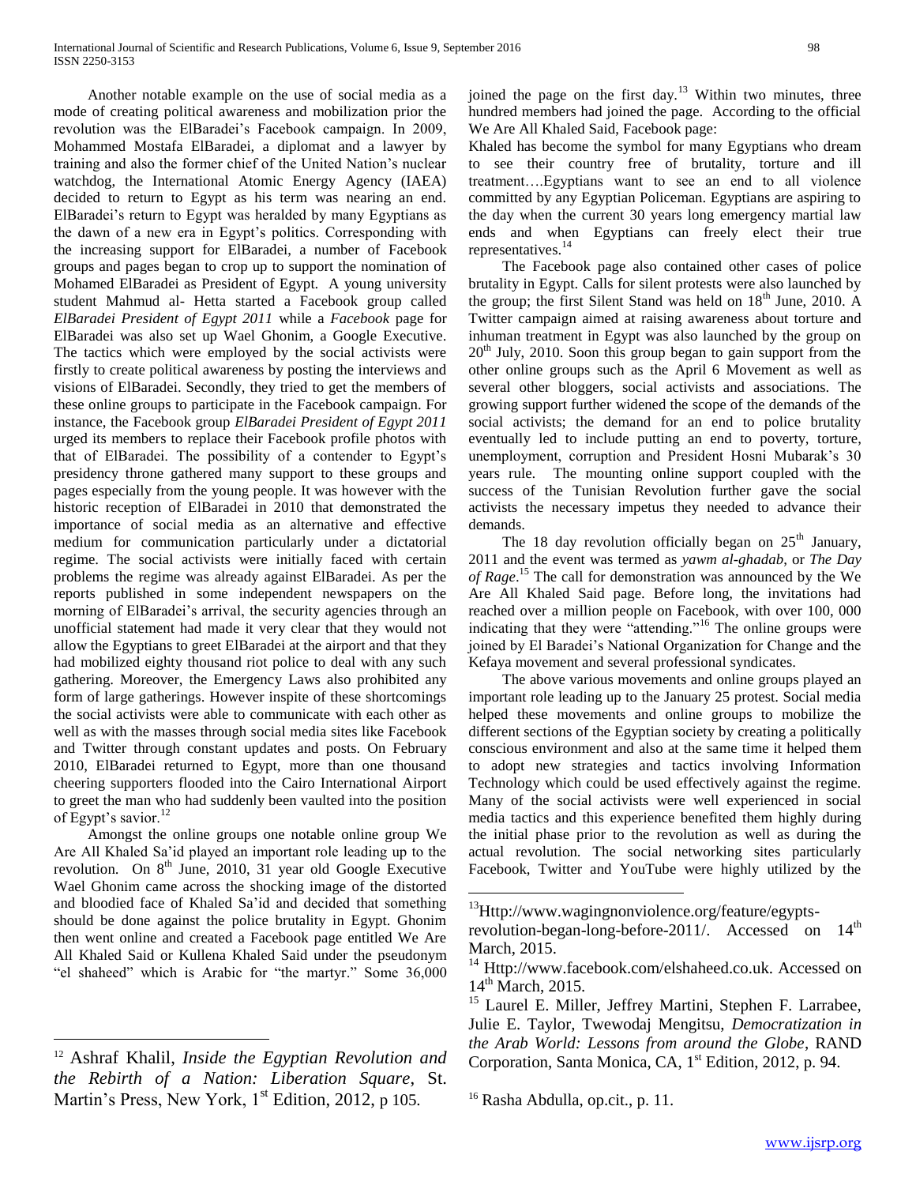Another notable example on the use of social media as a mode of creating political awareness and mobilization prior the revolution was the ElBaradei's Facebook campaign. In 2009, Mohammed Mostafa ElBaradei, a diplomat and a lawyer by training and also the former chief of the United Nation's nuclear watchdog, the International Atomic Energy Agency (IAEA) decided to return to Egypt as his term was nearing an end. ElBaradei's return to Egypt was heralded by many Egyptians as the dawn of a new era in Egypt's politics. Corresponding with the increasing support for ElBaradei, a number of Facebook groups and pages began to crop up to support the nomination of Mohamed ElBaradei as President of Egypt. A young university student Mahmud al- Hetta started a Facebook group called *ElBaradei President of Egypt 2011* while a *Facebook* page for ElBaradei was also set up Wael Ghonim, a Google Executive. The tactics which were employed by the social activists were firstly to create political awareness by posting the interviews and visions of ElBaradei. Secondly, they tried to get the members of these online groups to participate in the Facebook campaign. For instance, the Facebook group *ElBaradei President of Egypt 2011* urged its members to replace their Facebook profile photos with that of ElBaradei. The possibility of a contender to Egypt's presidency throne gathered many support to these groups and pages especially from the young people. It was however with the historic reception of ElBaradei in 2010 that demonstrated the importance of social media as an alternative and effective medium for communication particularly under a dictatorial regime. The social activists were initially faced with certain problems the regime was already against ElBaradei. As per the reports published in some independent newspapers on the morning of ElBaradei's arrival, the security agencies through an unofficial statement had made it very clear that they would not allow the Egyptians to greet ElBaradei at the airport and that they had mobilized eighty thousand riot police to deal with any such gathering. Moreover, the Emergency Laws also prohibited any form of large gatherings. However inspite of these shortcomings the social activists were able to communicate with each other as well as with the masses through social media sites like Facebook and Twitter through constant updates and posts. On February 2010, ElBaradei returned to Egypt, more than one thousand cheering supporters flooded into the Cairo International Airport to greet the man who had suddenly been vaulted into the position of Egypt's savior.[12]

Amongst the online groups one notable online group We Are All Khaled Sa'id played an important role leading up to the revolution. On 8th June, 2010, 31 year old Google Executive Wael Ghonim came across the shocking image of the distorted and bloodied face of Khaled Sa'id and decided that something should be done against the police brutality in Egypt. Ghonim then went online and created a Facebook page entitled We Are All Khaled Said or Kullena Khaled Said under the pseudonym "el shaheed" which is Arabic for "the martyr." Some 36,000 joined the page on the first day.[13] Within two minutes, three hundred members had joined the page. According to the official We Are All Khaled Said, Facebook page:

Khaled has become the symbol for many Egyptians who dream to see their country free of brutality, torture and ill treatment….Egyptians want to see an end to all violence committed by any Egyptian Policeman. Egyptians are aspiring to the day when the current 30 years long emergency martial law ends and when Egyptians can freely elect their true representatives.[14]

The Facebook page also contained other cases of police brutality in Egypt. Calls for silent protests were also launched by the group; the first Silent Stand was held on 18th June, 2010. A Twitter campaign aimed at raising awareness about torture and inhuman treatment in Egypt was also launched by the group on 20th July, 2010. Soon this group began to gain support from the other online groups such as the April 6 Movement as well as several other bloggers, social activists and associations. The growing support further widened the scope of the demands of the social activists; the demand for an end to police brutality eventually led to include putting an end to poverty, torture, unemployment, corruption and President Hosni Mubarak's 30 years rule. The mounting online support coupled with the success of the Tunisian Revolution further gave the social activists the necessary impetus they needed to advance their demands.

The 18 day revolution officially began on 25th January, 2011 and the event was termed as *yawm al-ghadab*, or *The Day of Rage*.[15] The call for demonstration was announced by the We Are All Khaled Said page. Before long, the invitations had reached over a million people on Facebook, with over 100, 000 indicating that they were "attending."[16] The online groups were joined by El Baradei's National Organization for Change and the Kefaya movement and several professional syndicates.

The above various movements and online groups played an important role leading up to the January 25 protest. Social media helped these movements and online groups to mobilize the different sections of the Egyptian society by creating a politically conscious environment and also at the same time it helped them to adopt new strategies and tactics involving Information Technology which could be used effectively against the regime. Many of the social activists were well experienced in social media tactics and this experience benefited them highly during the initial phase prior to the revolution as well as during the actual revolution. The social networking sites particularly Facebook, Twitter and YouTube were highly utilized by the

---

[12] Ashraf Khalil, *Inside the Egyptian Revolution and the Rebirth of a Nation: Liberation Square*, St. Martin's Press, New York, 1st Edition, 2012, p 105.

[13] Http://www.wagingnonviolence.org/feature/egypts-revolution-began-long-before-2011/. Accessed on 14th March, 2015.

[14] Http://www.facebook.com/elshaheed.co.uk. Accessed on 14th March, 2015.

[15] Laurel E. Miller, Jeffrey Martini, Stephen F. Larrabee, Julie E. Taylor, Twewodaj Mengitsu, *Democratization in the Arab World: Lessons from around the Globe*, RAND Corporation, Santa Monica, CA, 1st Edition, 2012, p. 94.

[16] Rasha Abdulla, op.cit., p. 11.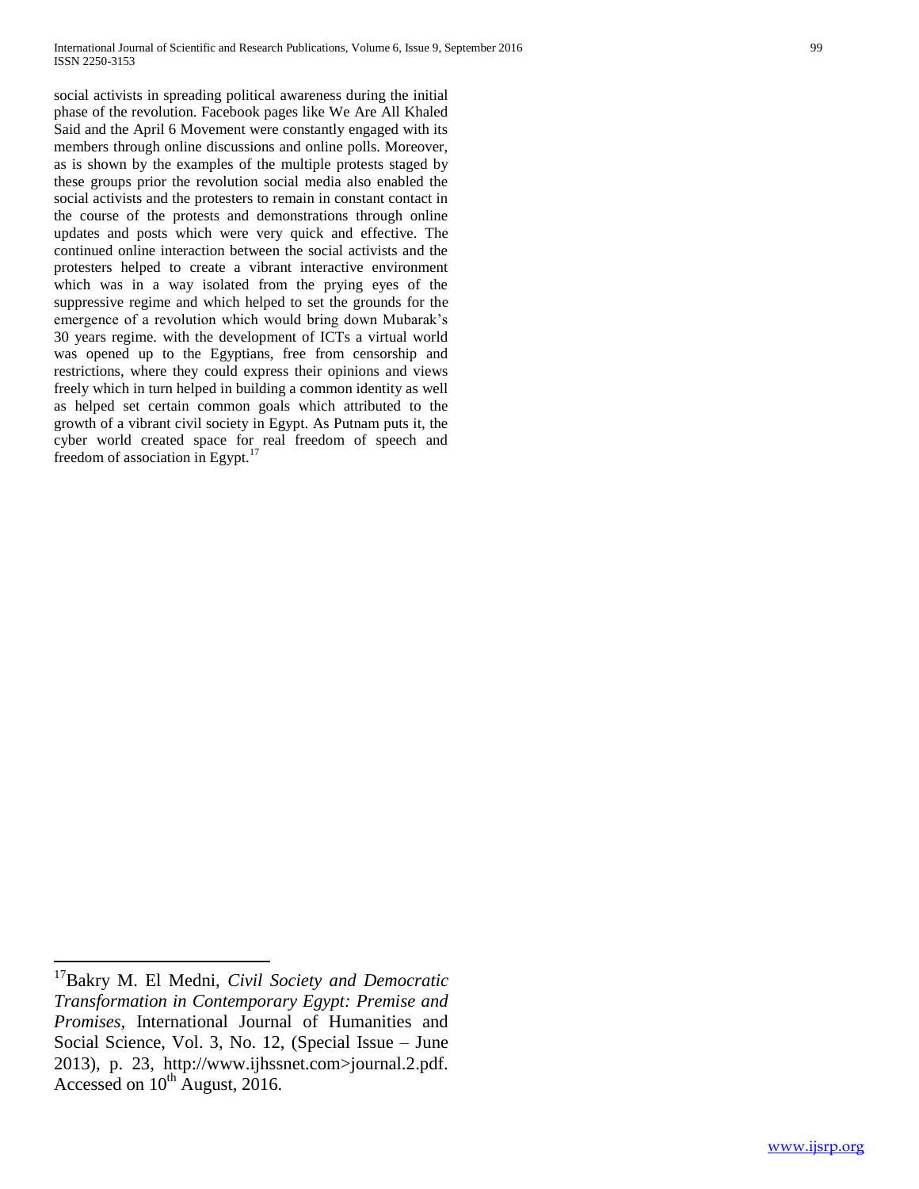social activists in spreading political awareness during the initial phase of the revolution. Facebook pages like We Are All Khaled Said and the April 6 Movement were constantly engaged with its members through online discussions and online polls. Moreover, as is shown by the examples of the multiple protests staged by these groups prior the revolution social media also enabled the social activists and the protesters to remain in constant contact in the course of the protests and demonstrations through online updates and posts which were very quick and effective. The continued online interaction between the social activists and the protesters helped to create a vibrant interactive environment which was in a way isolated from the prying eyes of the suppressive regime and which helped to set the grounds for the emergence of a revolution which would bring down Mubarak's 30 years regime. with the development of ICTs a virtual world was opened up to the Egyptians, free from censorship and restrictions, where they could express their opinions and views freely which in turn helped in building a common identity as well as helped set certain common goals which attributed to the growth of a vibrant civil society in Egypt. As Putnam puts it, the cyber world created space for real freedom of speech and freedom of association in Egypt.[17]

---

[17] Bakry M. El Medni, *Civil Society and Democratic Transformation in Contemporary Egypt: Premise and Promises*, International Journal of Humanities and Social Science, Vol. 3, No. 12, (Special Issue – June 2013), p. 23, http://www.ijhssnet.com>journal.2.pdf. Accessed on 10th August, 2016.